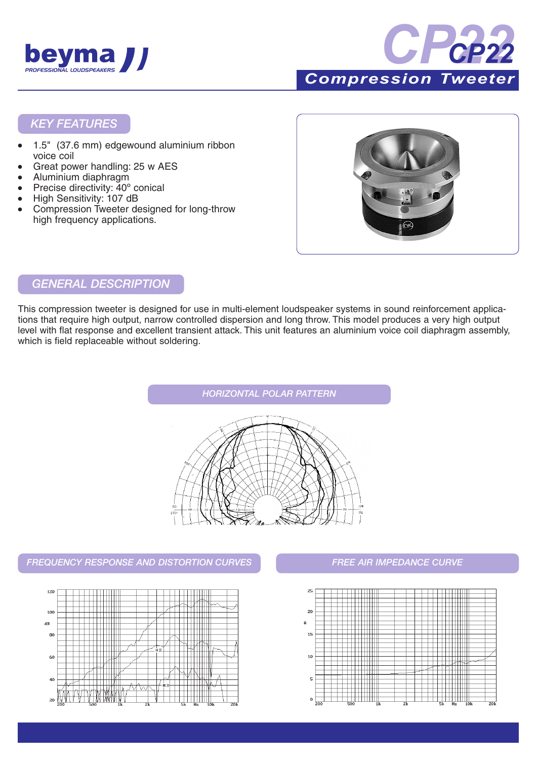# beyma

PROFESSIONAL LOUDSPEAKERS

# CP22

## Compression Tweeter

## KEY FEATURES

- 1.5" (37.6 mm) edgewound aluminium ribbon voice coil
- Great power handling: 25 w AES
- Aluminium diaphragm
- Precise directivity: 40º conical
- High Sensitivity: 107 dB
- Compression Tweeter designed for long-throw high frequency applications.

## GENERAL DESCRIPTION

This compression tweeter is designed for use in multi-element loudspeaker systems in sound reinforcement applications that require high output, narrow controlled dispersion and long throw. This model produces a very high output level with flat response and excellent transient attack. This unit features an aluminium voice coil diaphragm assembly, which is field replaceable without soldering.

## HORIZONTAL POLAR PATTERN

## FREQUENCY RESPONSE AND DISTORTION CURVES

## FREE AIR IMPEDANCE CURVE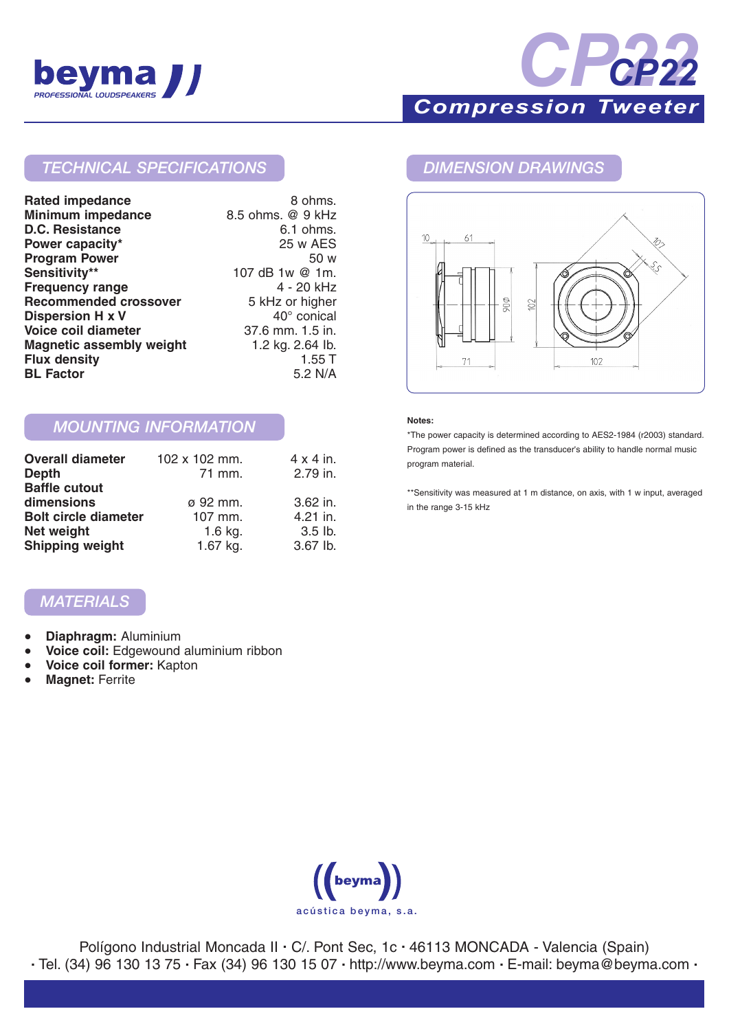beyma PROFESSIONAL LOUDSPEAKERS

# CP22

## Compression Tweeter

## TECHNICAL SPECIFICATIONS

| | |
|---|---|
| **Rated impedance** | 8 ohms. |
| **Minimum impedance** | 8.5 ohms. @ 9 kHz |
| **D.C. Resistance** | 6.1 ohms. |
| **Power capacity*** | 25 w AES |
| **Program Power** | 50 w |
| **Sensitivity**** | 107 dB 1w @ 1m. |
| **Frequency range** | 4 - 20 kHz |
| **Recommended crossover** | 5 kHz or higher |
| **Dispersion H x V** | 40° conical |
| **Voice coil diameter** | 37.6 mm. 1.5 in. |
| **Magnetic assembly weight** | 1.2 kg. 2.64 lb. |
| **Flux density** | 1.55 T |
| **BL Factor** | 5.2 N/A |

## MOUNTING INFORMATION

| | | |
|---|---|---|
| **Overall diameter** | 102 x 102 mm. | 4 x 4 in. |
| **Depth** | 71 mm. | 2.79 in. |
| **Baffle cutout dimensions** | ø 92 mm. | 3.62 in. |
| **Bolt circle diameter** | 107 mm. | 4.21 in. |
| **Net weight** | 1.6 kg. | 3.5 lb. |
| **Shipping weight** | 1.67 kg. | 3.67 lb. |

## MATERIALS

- **Diaphragm:** Aluminium
- **Voice coil:** Edgewound aluminium ribbon
- **Voice coil former:** Kapton
- **Magnet:** Ferrite

## DIMENSION DRAWINGS

10
61
Ø90
102
71
107
5.5
102

**Notes:**

*The power capacity is determined according to AES2-1984 (r2003) standard. Program power is defined as the transducer's ability to handle normal music program material.

**Sensitivity was measured at 1 m distance, on axis, with 1 w input, averaged in the range 3-15 kHz

beyma
acústica beyma, s.a.

Polígono Industrial Moncada II · C/. Pont Sec, 1c · 46113 MONCADA - Valencia (Spain)
· Tel. (34) 96 130 13 75 · Fax (34) 96 130 15 07 · http://www.beyma.com · E-mail: beyma@beyma.com ·